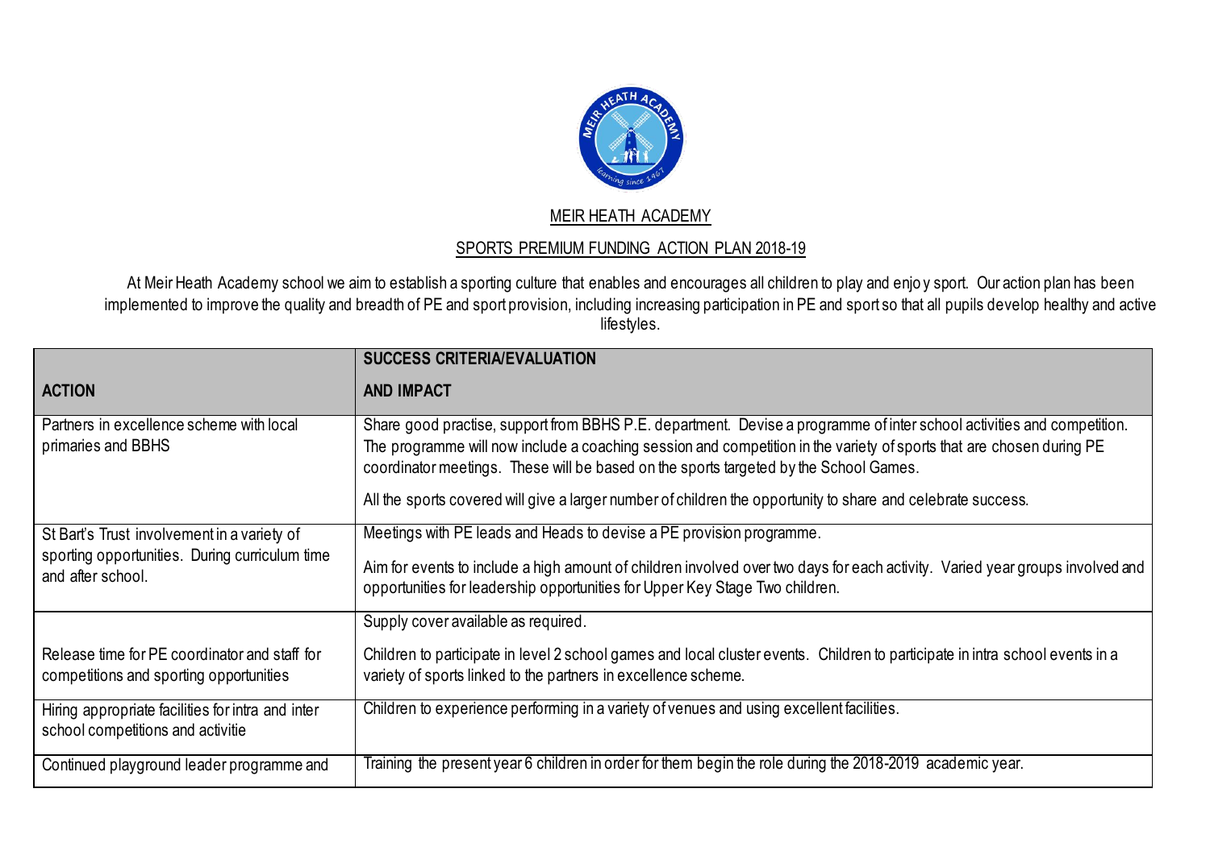# MEIR HEATH ACADEMY

## SPORTS PREMIUM FUNDING ACTION PLAN 2018-19

At Meir Heath Academy school we aim to establish a sporting culture that enables and encourages all children to play and enjo y sport. Our action plan has been implemented to improve the quality and breadth of PE and sport provision, including increasing participation in PE and sport so that all pupils develop healthy and active lifestyles.

| ACTION | SUCCESS CRITERIA/EVALUATION AND IMPACT |
|---|---|
| Partners in excellence scheme with local primaries and BBHS | Share good practise, support from BBHS P.E. department. Devise a programme of inter school activities and competition. The programme will now include a coaching session and competition in the variety of sports that are chosen during PE coordinator meetings. These will be based on the sports targeted by the School Games.<br><br>All the sports covered will give a larger number of children the opportunity to share and celebrate success. |
| St Bart's Trust involvement in a variety of sporting opportunities. During curriculum time and after school. | Meetings with PE leads and Heads to devise a PE provision programme.<br><br>Aim for events to include a high amount of children involved over two days for each activity. Varied year groups involved and opportunities for leadership opportunities for Upper Key Stage Two children. |
| Release time for PE coordinator and staff for competitions and sporting opportunities | Supply cover available as required.<br><br>Children to participate in level 2 school games and local cluster events. Children to participate in intra school events in a variety of sports linked to the partners in excellence scheme. |
| Hiring appropriate facilities for intra and inter school competitions and activitie | Children to experience performing in a variety of venues and using excellent facilities. |
| Continued playground leader programme and | Training the present year 6 children in order for them begin the role during the 2018-2019 academic year. |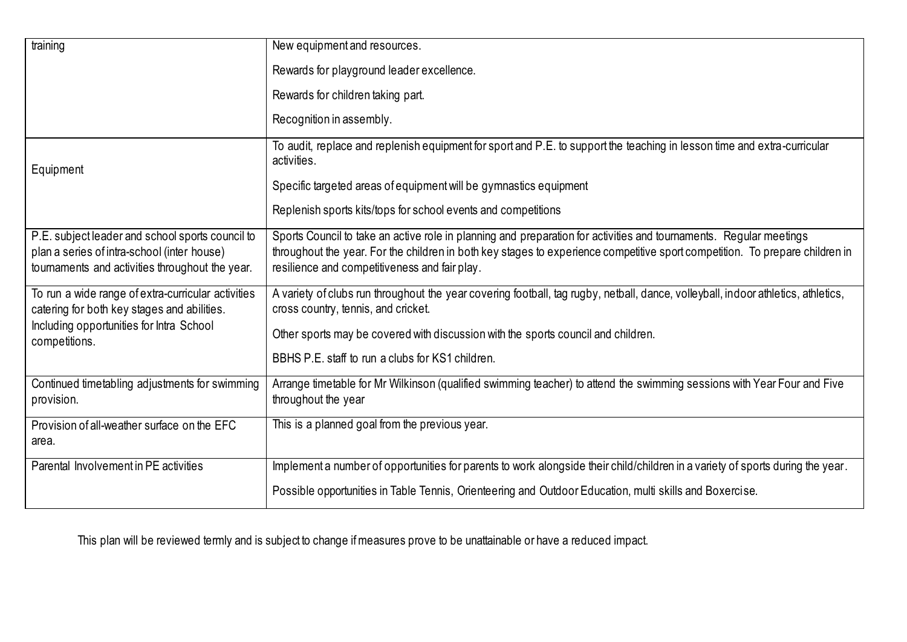| | |
|---|---|
| training | New equipment and resources.<br><br>Rewards for playground leader excellence.<br><br>Rewards for children taking part.<br><br>Recognition in assembly. |
| Equipment | To audit, replace and replenish equipment for sport and P.E. to support the teaching in lesson time and extra-curricular activities.<br><br>Specific targeted areas of equipment will be gymnastics equipment<br><br>Replenish sports kits/tops for school events and competitions |
| P.E. subject leader and school sports council to plan a series of intra-school (inter house) tournaments and activities throughout the year. | Sports Council to take an active role in planning and preparation for activities and tournaments. Regular meetings throughout the year. For the children in both key stages to experience competitive sport competition. To prepare children in resilience and competitiveness and fair play. |
| To run a wide range of extra-curricular activities catering for both key stages and abilities.<br>Including opportunities for Intra School competitions. | A variety of clubs run throughout the year covering football, tag rugby, netball, dance, volleyball, indoor athletics, athletics, cross country, tennis, and cricket.<br><br>Other sports may be covered with discussion with the sports council and children.<br><br>BBHS P.E. staff to run a clubs for KS1 children. |
| Continued timetabling adjustments for swimming provision. | Arrange timetable for Mr Wilkinson (qualified swimming teacher) to attend the swimming sessions with Year Four and Five throughout the year |
| Provision of all-weather surface on the EFC area. | This is a planned goal from the previous year. |
| Parental Involvement in PE activities | Implement a number of opportunities for parents to work alongside their child/children in a variety of sports during the year.<br><br>Possible opportunities in Table Tennis, Orienteering and Outdoor Education, multi skills and Boxercise. |

This plan will be reviewed termly and is subject to change if measures prove to be unattainable or have a reduced impact.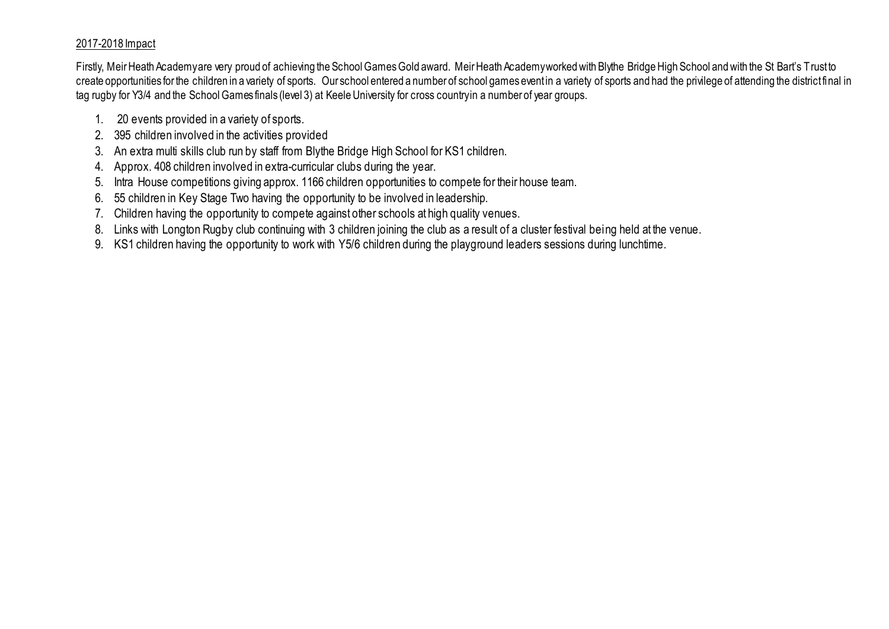2017-2018 Impact

Firstly, Meir Heath Academy are very proud of achieving the School Games Gold award. Meir Heath Academy worked with Blythe Bridge High School and with the St Bart's Trust to create opportunities for the children in a variety of sports. Our school entered a number of school games event in a variety of sports and had the privilege of attending the district final in tag rugby for Y3/4 and the School Games finals (level 3) at Keele University for cross country in a number of year groups.

1. 20 events provided in a variety of sports.
2. 395 children involved in the activities provided
3. An extra multi skills club run by staff from Blythe Bridge High School for KS1 children.
4. Approx. 408 children involved in extra-curricular clubs during the year.
5. Intra House competitions giving approx. 1166 children opportunities to compete for their house team.
6. 55 children in Key Stage Two having the opportunity to be involved in leadership.
7. Children having the opportunity to compete against other schools at high quality venues.
8. Links with Longton Rugby club continuing with 3 children joining the club as a result of a cluster festival being held at the venue.
9. KS1 children having the opportunity to work with Y5/6 children during the playground leaders sessions during lunchtime.